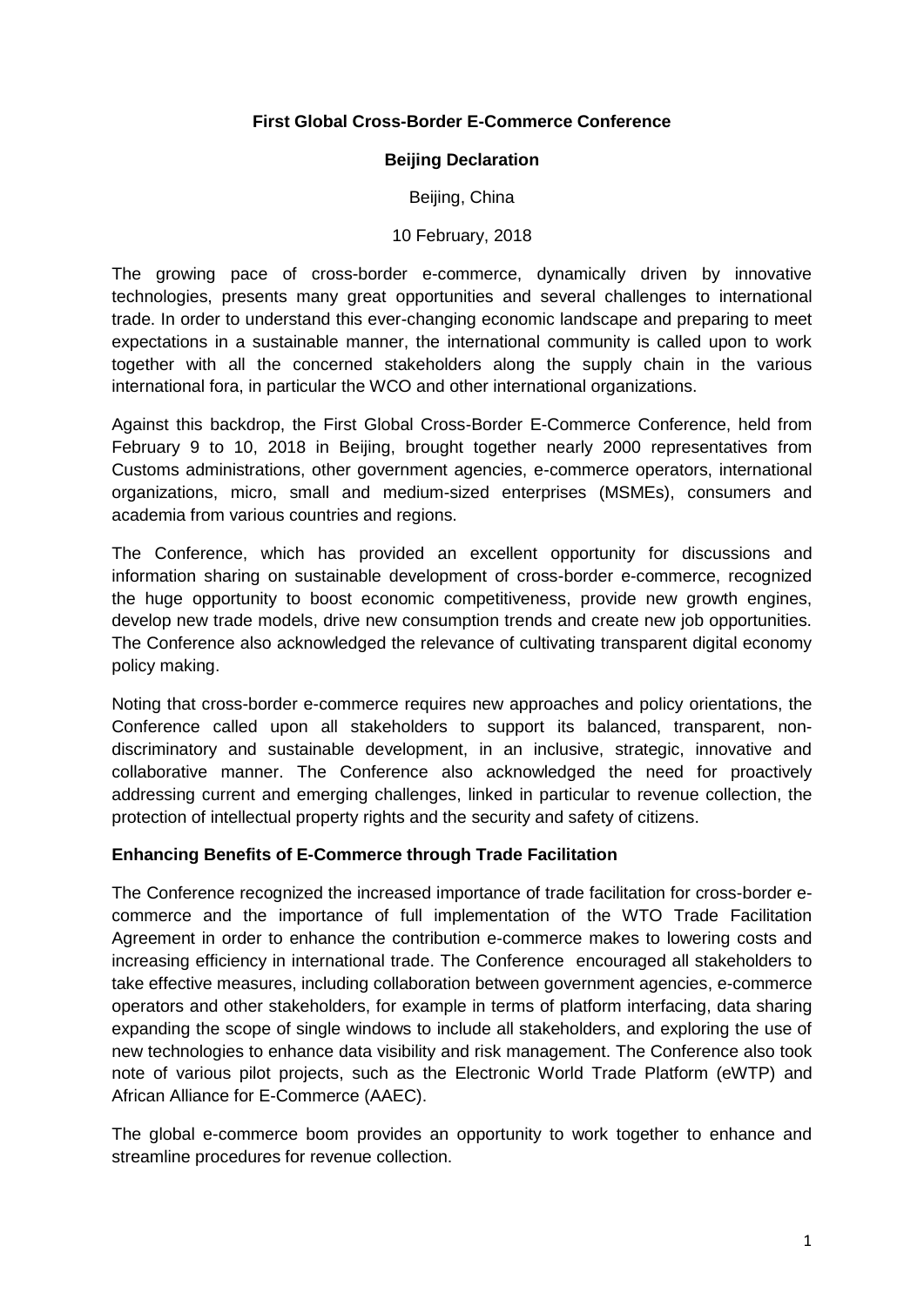**First Global Cross-Border E-Commerce Conference**

**Beijing Declaration**

Beijing, China

10 February, 2018

The growing pace of cross-border e-commerce, dynamically driven by innovative technologies, presents many great opportunities and several challenges to international trade. In order to understand this ever-changing economic landscape and preparing to meet expectations in a sustainable manner, the international community is called upon to work together with all the concerned stakeholders along the supply chain in the various international fora, in particular the WCO and other international organizations.

Against this backdrop, the First Global Cross-Border E-Commerce Conference, held from February 9 to 10, 2018 in Beijing, brought together nearly 2000 representatives from Customs administrations, other government agencies, e-commerce operators, international organizations, micro, small and medium-sized enterprises (MSMEs), consumers and academia from various countries and regions.

The Conference, which has provided an excellent opportunity for discussions and information sharing on sustainable development of cross-border e-commerce, recognized the huge opportunity to boost economic competitiveness, provide new growth engines, develop new trade models, drive new consumption trends and create new job opportunities. The Conference also acknowledged the relevance of cultivating transparent digital economy policy making.

Noting that cross-border e-commerce requires new approaches and policy orientations, the Conference called upon all stakeholders to support its balanced, transparent, non-discriminatory and sustainable development, in an inclusive, strategic, innovative and collaborative manner. The Conference also acknowledged the need for proactively addressing current and emerging challenges, linked in particular to revenue collection, the protection of intellectual property rights and the security and safety of citizens.

**Enhancing Benefits of E-Commerce through Trade Facilitation**

The Conference recognized the increased importance of trade facilitation for cross-border e-commerce and the importance of full implementation of the WTO Trade Facilitation Agreement in order to enhance the contribution e-commerce makes to lowering costs and increasing efficiency in international trade. The Conference encouraged all stakeholders to take effective measures, including collaboration between government agencies, e-commerce operators and other stakeholders, for example in terms of platform interfacing, data sharing expanding the scope of single windows to include all stakeholders, and exploring the use of new technologies to enhance data visibility and risk management. The Conference also took note of various pilot projects, such as the Electronic World Trade Platform (eWTP) and African Alliance for E-Commerce (AAEC).

The global e-commerce boom provides an opportunity to work together to enhance and streamline procedures for revenue collection.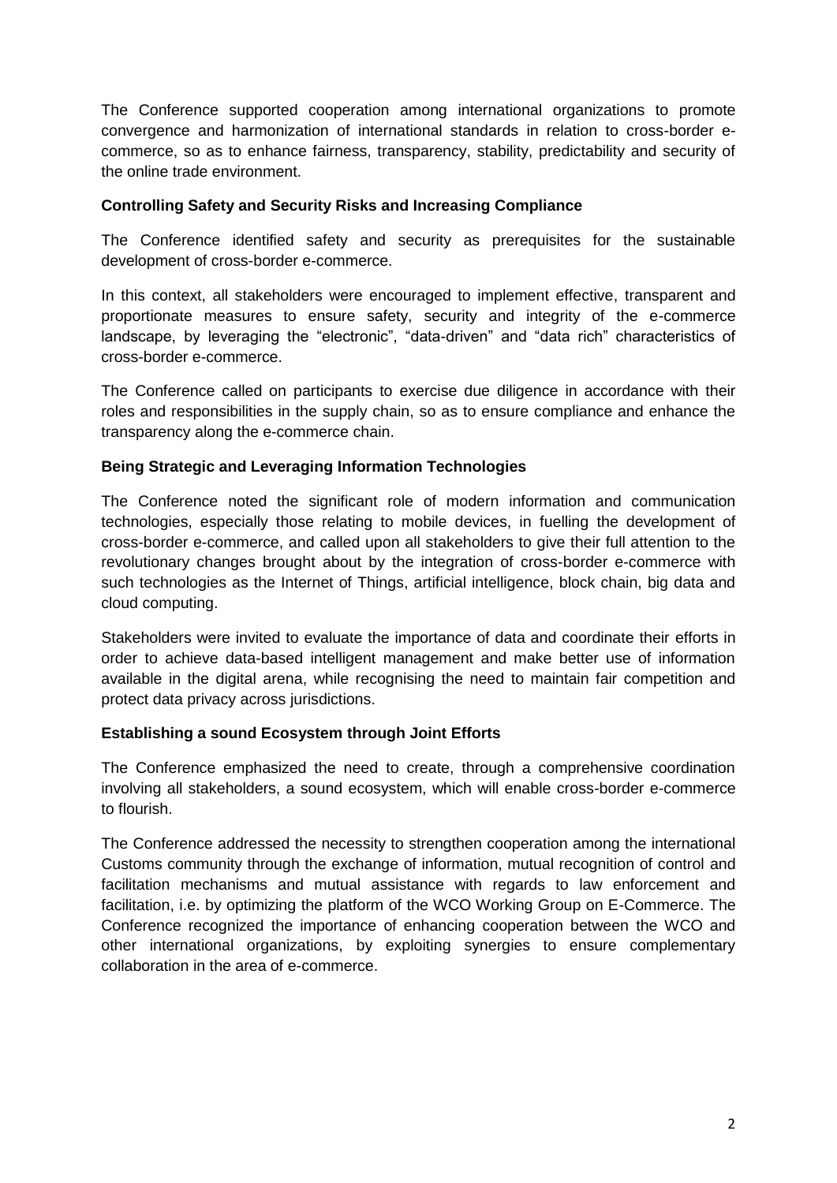The Conference supported cooperation among international organizations to promote convergence and harmonization of international standards in relation to cross-border e-commerce, so as to enhance fairness, transparency, stability, predictability and security of the online trade environment.

**Controlling Safety and Security Risks and Increasing Compliance**

The Conference identified safety and security as prerequisites for the sustainable development of cross-border e-commerce.

In this context, all stakeholders were encouraged to implement effective, transparent and proportionate measures to ensure safety, security and integrity of the e-commerce landscape, by leveraging the "electronic", "data-driven" and "data rich" characteristics of cross-border e-commerce.

The Conference called on participants to exercise due diligence in accordance with their roles and responsibilities in the supply chain, so as to ensure compliance and enhance the transparency along the e-commerce chain.

**Being Strategic and Leveraging Information Technologies**

The Conference noted the significant role of modern information and communication technologies, especially those relating to mobile devices, in fuelling the development of cross-border e-commerce, and called upon all stakeholders to give their full attention to the revolutionary changes brought about by the integration of cross-border e-commerce with such technologies as the Internet of Things, artificial intelligence, block chain, big data and cloud computing.

Stakeholders were invited to evaluate the importance of data and coordinate their efforts in order to achieve data-based intelligent management and make better use of information available in the digital arena, while recognising the need to maintain fair competition and protect data privacy across jurisdictions.

**Establishing a sound Ecosystem through Joint Efforts**

The Conference emphasized the need to create, through a comprehensive coordination involving all stakeholders, a sound ecosystem, which will enable cross-border e-commerce to flourish.

The Conference addressed the necessity to strengthen cooperation among the international Customs community through the exchange of information, mutual recognition of control and facilitation mechanisms and mutual assistance with regards to law enforcement and facilitation, i.e. by optimizing the platform of the WCO Working Group on E-Commerce. The Conference recognized the importance of enhancing cooperation between the WCO and other international organizations, by exploiting synergies to ensure complementary collaboration in the area of e-commerce.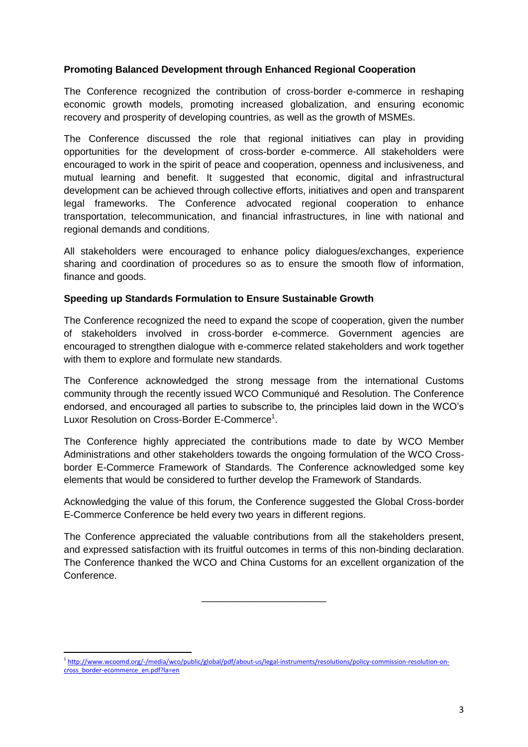**Promoting Balanced Development through Enhanced Regional Cooperation**

The Conference recognized the contribution of cross-border e-commerce in reshaping economic growth models, promoting increased globalization, and ensuring economic recovery and prosperity of developing countries, as well as the growth of MSMEs.

The Conference discussed the role that regional initiatives can play in providing opportunities for the development of cross-border e-commerce. All stakeholders were encouraged to work in the spirit of peace and cooperation, openness and inclusiveness, and mutual learning and benefit. It suggested that economic, digital and infrastructural development can be achieved through collective efforts, initiatives and open and transparent legal frameworks. The Conference advocated regional cooperation to enhance transportation, telecommunication, and financial infrastructures, in line with national and regional demands and conditions.

All stakeholders were encouraged to enhance policy dialogues/exchanges, experience sharing and coordination of procedures so as to ensure the smooth flow of information, finance and goods.

**Speeding up Standards Formulation to Ensure Sustainable Growth**

The Conference recognized the need to expand the scope of cooperation, given the number of stakeholders involved in cross-border e-commerce. Government agencies are encouraged to strengthen dialogue with e-commerce related stakeholders and work together with them to explore and formulate new standards.

The Conference acknowledged the strong message from the international Customs community through the recently issued WCO Communiqué and Resolution. The Conference endorsed, and encouraged all parties to subscribe to, the principles laid down in the WCO's Luxor Resolution on Cross-Border E-Commerce[1].

The Conference highly appreciated the contributions made to date by WCO Member Administrations and other stakeholders towards the ongoing formulation of the WCO Cross-border E-Commerce Framework of Standards. The Conference acknowledged some key elements that would be considered to further develop the Framework of Standards.

Acknowledging the value of this forum, the Conference suggested the Global Cross-border E-Commerce Conference be held every two years in different regions.

The Conference appreciated the valuable contributions from all the stakeholders present, and expressed satisfaction with its fruitful outcomes in terms of this non-binding declaration. The Conference thanked the WCO and China Customs for an excellent organization of the Conference.

---

[1] http://www.wcoomd.org/-/media/wco/public/global/pdf/about-us/legal-instruments/resolutions/policy-commission-resolution-on-cross_border-ecommerce_en.pdf?la=en